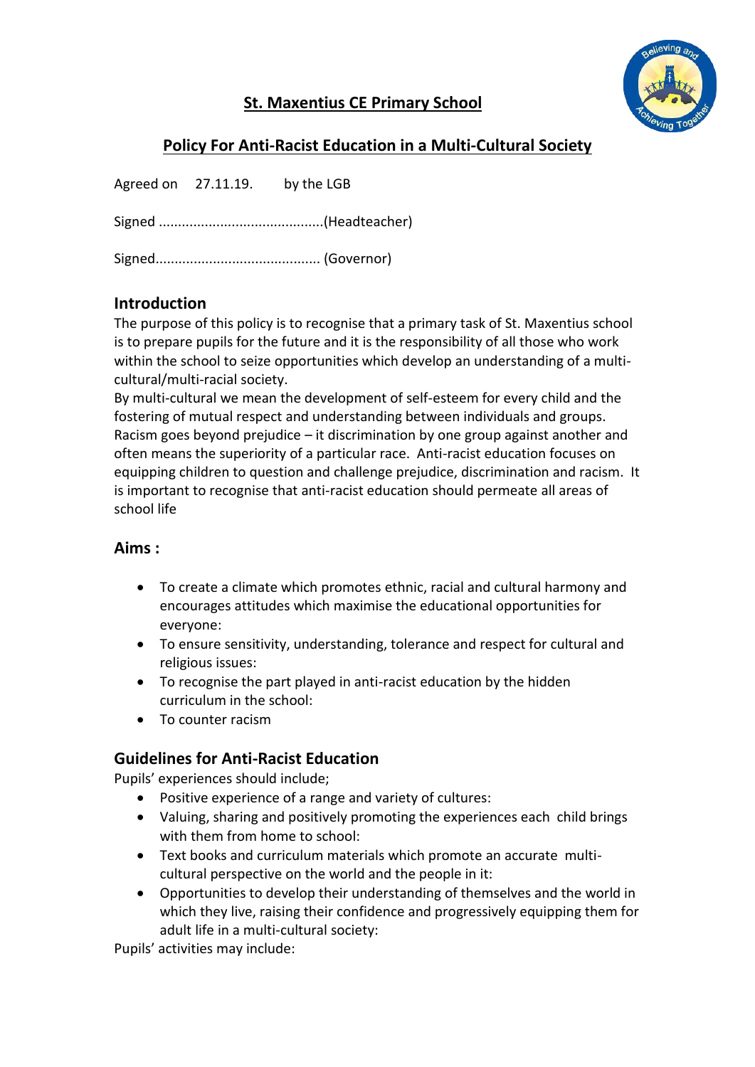# St. Maxentius CE Primary School

## Policy For Anti-Racist Education in a Multi-Cultural Society

Agreed on 27.11.19. by the LGB

Signed ..........................................(Headteacher)

Signed.......................................... (Governor)

### Introduction

The purpose of this policy is to recognise that a primary task of St. Maxentius school is to prepare pupils for the future and it is the responsibility of all those who work within the school to seize opportunities which develop an understanding of a multi-cultural/multi-racial society.
By multi-cultural we mean the development of self-esteem for every child and the fostering of mutual respect and understanding between individuals and groups. Racism goes beyond prejudice – it discrimination by one group against another and often means the superiority of a particular race. Anti-racist education focuses on equipping children to question and challenge prejudice, discrimination and racism. It is important to recognise that anti-racist education should permeate all areas of school life

### Aims :

- To create a climate which promotes ethnic, racial and cultural harmony and encourages attitudes which maximise the educational opportunities for everyone:
- To ensure sensitivity, understanding, tolerance and respect for cultural and religious issues:
- To recognise the part played in anti-racist education by the hidden curriculum in the school:
- To counter racism

### Guidelines for Anti-Racist Education

Pupils' experiences should include;

- Positive experience of a range and variety of cultures:
- Valuing, sharing and positively promoting the experiences each child brings with them from home to school:
- Text books and curriculum materials which promote an accurate multi-cultural perspective on the world and the people in it:
- Opportunities to develop their understanding of themselves and the world in which they live, raising their confidence and progressively equipping them for adult life in a multi-cultural society:

Pupils' activities may include: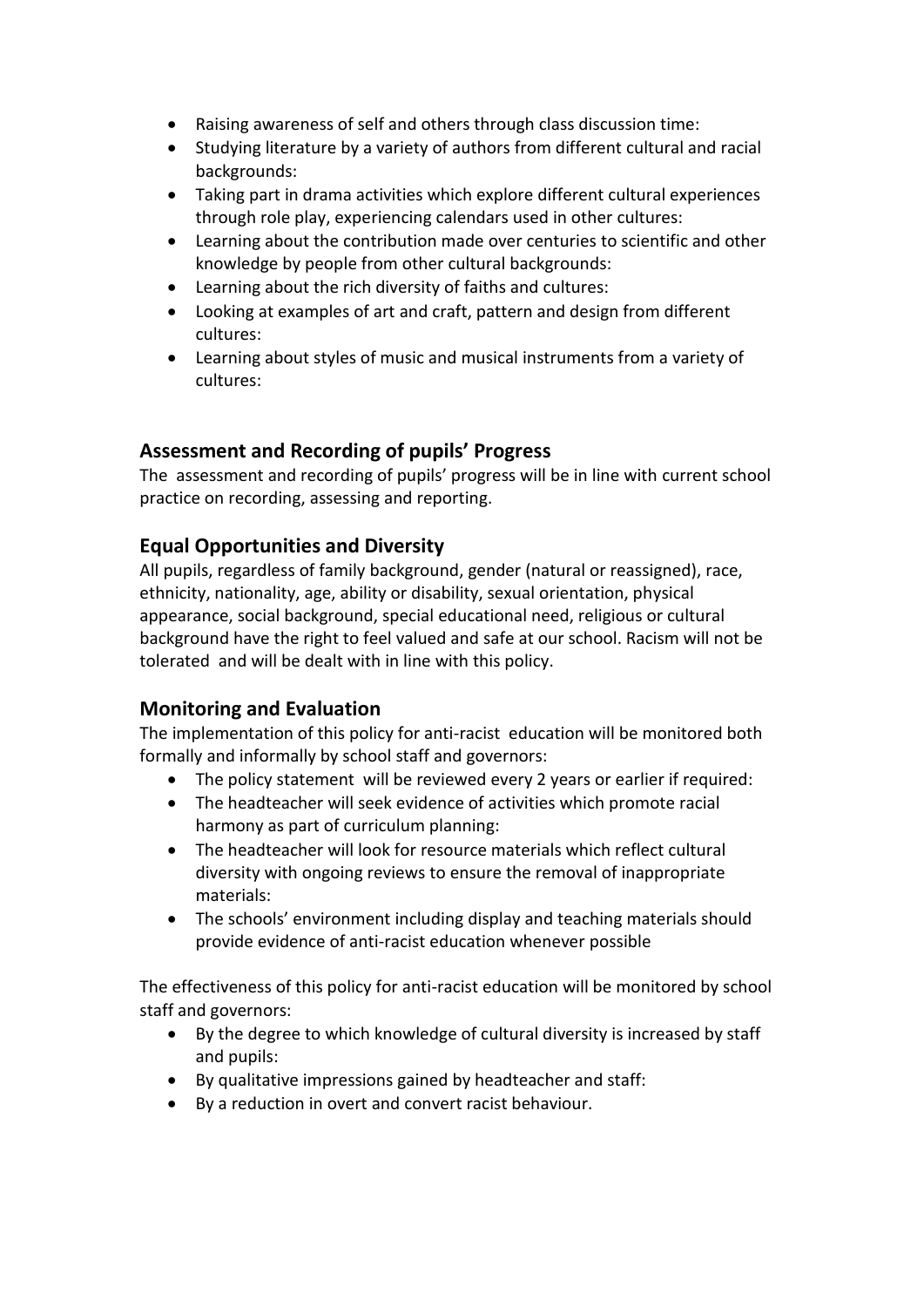- Raising awareness of self and others through class discussion time:
- Studying literature by a variety of authors from different cultural and racial backgrounds:
- Taking part in drama activities which explore different cultural experiences through role play, experiencing calendars used in other cultures:
- Learning about the contribution made over centuries to scientific and other knowledge by people from other cultural backgrounds:
- Learning about the rich diversity of faiths and cultures:
- Looking at examples of art and craft, pattern and design from different cultures:
- Learning about styles of music and musical instruments from a variety of cultures:

## Assessment and Recording of pupils' Progress

The assessment and recording of pupils' progress will be in line with current school practice on recording, assessing and reporting.

## Equal Opportunities and Diversity

All pupils, regardless of family background, gender (natural or reassigned), race, ethnicity, nationality, age, ability or disability, sexual orientation, physical appearance, social background, special educational need, religious or cultural background have the right to feel valued and safe at our school. Racism will not be tolerated and will be dealt with in line with this policy.

## Monitoring and Evaluation

The implementation of this policy for anti-racist education will be monitored both formally and informally by school staff and governors:

- The policy statement will be reviewed every 2 years or earlier if required:
- The headteacher will seek evidence of activities which promote racial harmony as part of curriculum planning:
- The headteacher will look for resource materials which reflect cultural diversity with ongoing reviews to ensure the removal of inappropriate materials:
- The schools' environment including display and teaching materials should provide evidence of anti-racist education whenever possible

The effectiveness of this policy for anti-racist education will be monitored by school staff and governors:

- By the degree to which knowledge of cultural diversity is increased by staff and pupils:
- By qualitative impressions gained by headteacher and staff:
- By a reduction in overt and convert racist behaviour.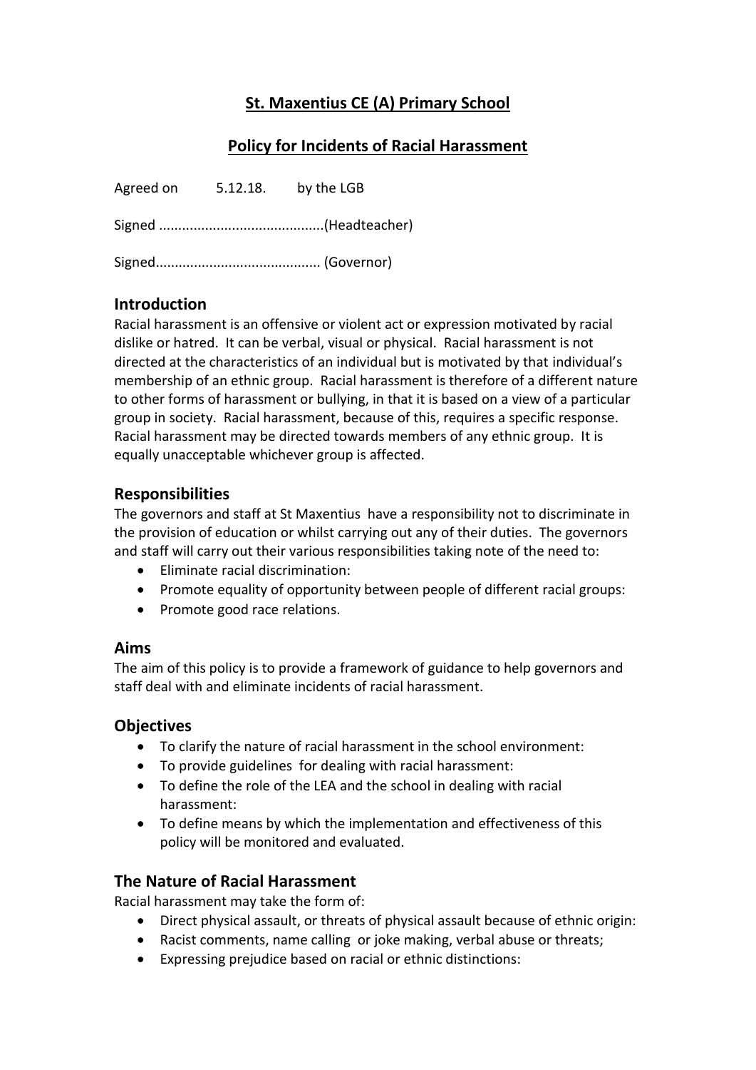## St. Maxentius CE (A) Primary School

## Policy for Incidents of Racial Harassment

Agreed on 5.12.18. by the LGB

Signed ..........................................(Headteacher)

Signed.......................................... (Governor)

### Introduction

Racial harassment is an offensive or violent act or expression motivated by racial dislike or hatred. It can be verbal, visual or physical. Racial harassment is not directed at the characteristics of an individual but is motivated by that individual's membership of an ethnic group. Racial harassment is therefore of a different nature to other forms of harassment or bullying, in that it is based on a view of a particular group in society. Racial harassment, because of this, requires a specific response. Racial harassment may be directed towards members of any ethnic group. It is equally unacceptable whichever group is affected.

### Responsibilities

The governors and staff at St Maxentius have a responsibility not to discriminate in the provision of education or whilst carrying out any of their duties. The governors and staff will carry out their various responsibilities taking note of the need to:

- Eliminate racial discrimination:
- Promote equality of opportunity between people of different racial groups:
- Promote good race relations.

### Aims

The aim of this policy is to provide a framework of guidance to help governors and staff deal with and eliminate incidents of racial harassment.

### Objectives

- To clarify the nature of racial harassment in the school environment:
- To provide guidelines for dealing with racial harassment:
- To define the role of the LEA and the school in dealing with racial harassment:
- To define means by which the implementation and effectiveness of this policy will be monitored and evaluated.

### The Nature of Racial Harassment

Racial harassment may take the form of:

- Direct physical assault, or threats of physical assault because of ethnic origin:
- Racist comments, name calling or joke making, verbal abuse or threats;
- Expressing prejudice based on racial or ethnic distinctions: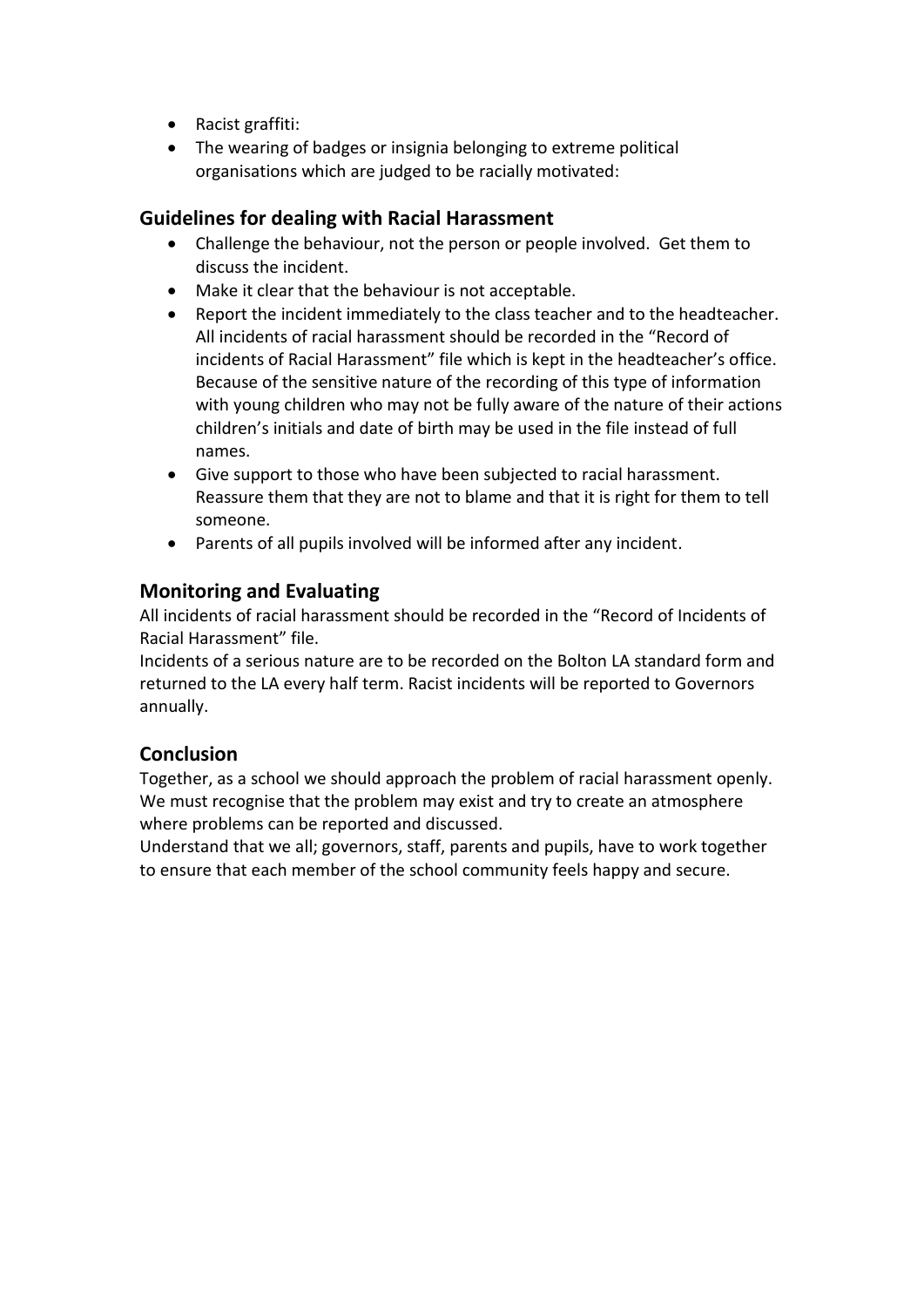- Racist graffiti:
- The wearing of badges or insignia belonging to extreme political organisations which are judged to be racially motivated:

## Guidelines for dealing with Racial Harassment

- Challenge the behaviour, not the person or people involved. Get them to discuss the incident.
- Make it clear that the behaviour is not acceptable.
- Report the incident immediately to the class teacher and to the headteacher. All incidents of racial harassment should be recorded in the "Record of incidents of Racial Harassment" file which is kept in the headteacher's office. Because of the sensitive nature of the recording of this type of information with young children who may not be fully aware of the nature of their actions children's initials and date of birth may be used in the file instead of full names.
- Give support to those who have been subjected to racial harassment. Reassure them that they are not to blame and that it is right for them to tell someone.
- Parents of all pupils involved will be informed after any incident.

## Monitoring and Evaluating

All incidents of racial harassment should be recorded in the "Record of Incidents of Racial Harassment" file.
Incidents of a serious nature are to be recorded on the Bolton LA standard form and returned to the LA every half term. Racist incidents will be reported to Governors annually.

## Conclusion

Together, as a school we should approach the problem of racial harassment openly. We must recognise that the problem may exist and try to create an atmosphere where problems can be reported and discussed.
Understand that we all; governors, staff, parents and pupils, have to work together to ensure that each member of the school community feels happy and secure.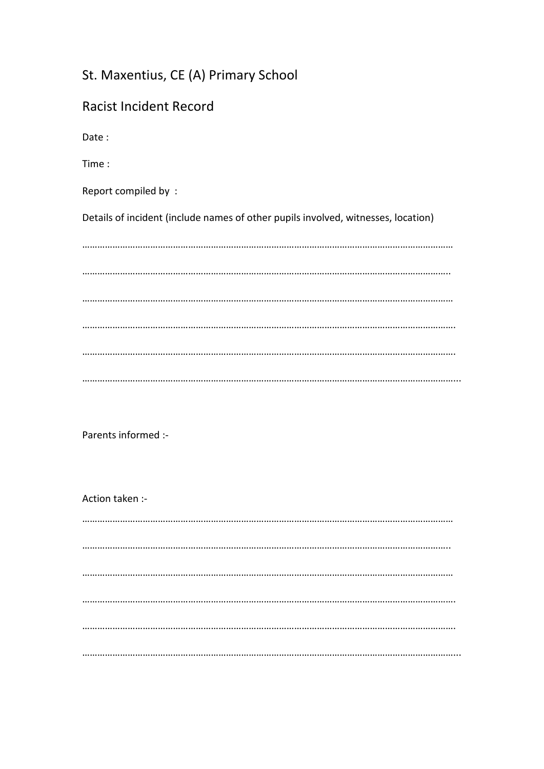St. Maxentius, CE (A) Primary School

Racist Incident Record

Date :

Time :

Report compiled by :

Details of incident (include names of other pupils involved, witnesses, location)

………………………………………………………………………………………………………………………………………

……………………………………………………………………………………………………………………………………..

………………………………………………………………………………………………………………………………………

……………………………………………………………………………………………………………………………………….

……………………………………………………………………………………………………………………………………….

………………………………………………………………………………………………………………………………………..

Parents informed :-

Action taken :-

………………………………………………………………………………………………………………………………………

……………………………………………………………………………………………………………………………………..

………………………………………………………………………………………………………………………………………

……………………………………………………………………………………………………………………………………….

……………………………………………………………………………………………………………………………………….

………………………………………………………………………………………………………………………………………..